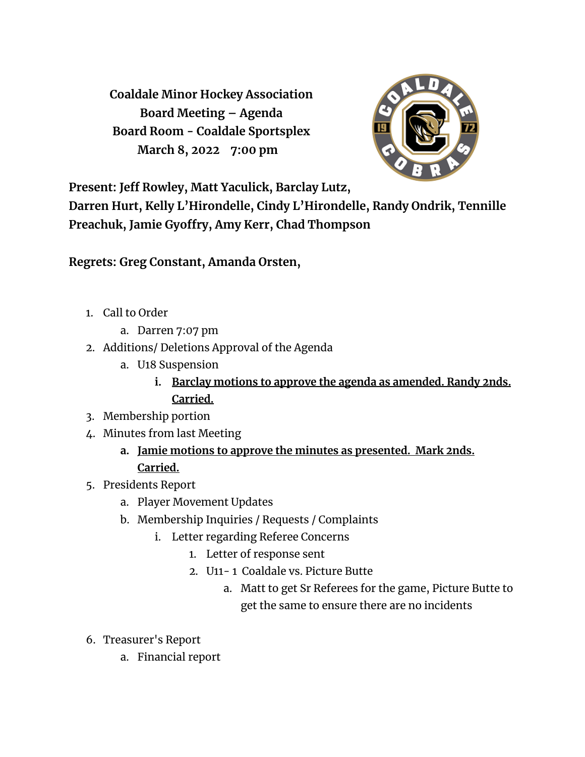**Coaldale Minor Hockey Association**
**Board Meeting – Agenda**
**Board Room - Coaldale Sportsplex**
**March 8, 2022 7:00 pm**

**Present: Jeff Rowley, Matt Yaculick, Barclay Lutz, Darren Hurt, Kelly L'Hirondelle, Cindy L'Hirondelle, Randy Ondrik, Tennille Preachuk, Jamie Gyoffry, Amy Kerr, Chad Thompson**

**Regrets: Greg Constant, Amanda Orsten,**

1. Call to Order
   a. Darren 7:07 pm
2. Additions/ Deletions Approval of the Agenda
   a. U18 Suspension
      i. **Barclay motions to approve the agenda as amended. Randy 2nds. Carried.**
3. Membership portion
4. Minutes from last Meeting
   a. **Jamie motions to approve the minutes as presented. Mark 2nds. Carried.**
5. Presidents Report
   a. Player Movement Updates
   b. Membership Inquiries / Requests / Complaints
      i. Letter regarding Referee Concerns
         1. Letter of response sent
         2. U11- 1 Coaldale vs. Picture Butte
            a. Matt to get Sr Referees for the game, Picture Butte to get the same to ensure there are no incidents
6. Treasurer's Report
   a. Financial report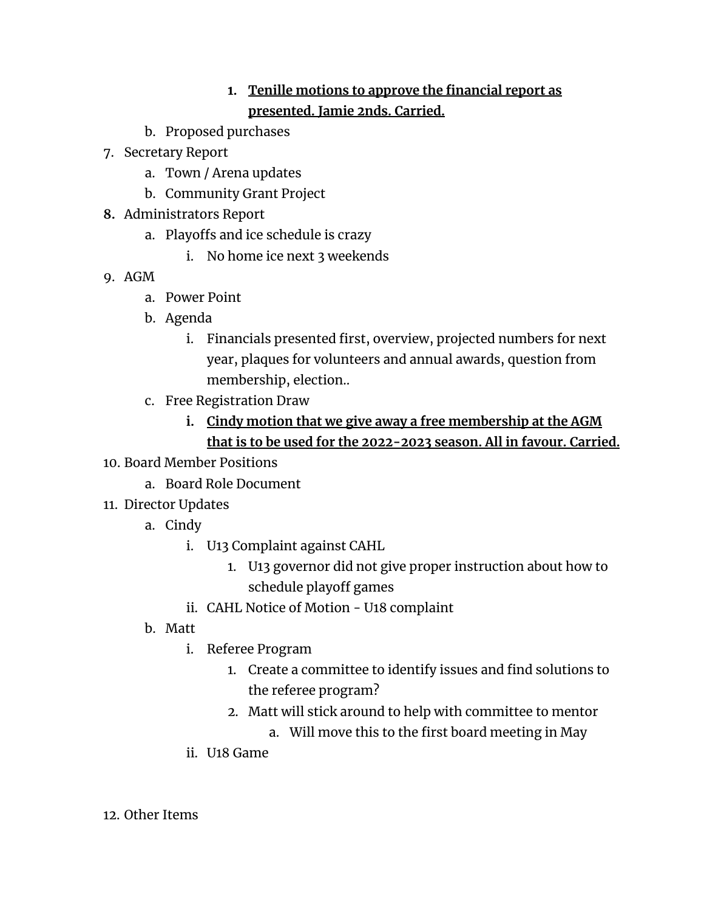1. **<u>Tenille motions to approve the financial report as presented. Jamie 2nds. Carried.</u>**
   b. Proposed purchases
7. Secretary Report
   a. Town / Arena updates
   b. Community Grant Project
8. Administrators Report
   a. Playoffs and ice schedule is crazy
      i. No home ice next 3 weekends
9. AGM
   a. Power Point
   b. Agenda
      i. Financials presented first, overview, projected numbers for next year, plaques for volunteers and annual awards, question from membership, election..
   c. Free Registration Draw
      i. **<u>Cindy motion that we give away a free membership at the AGM that is to be used for the 2022-2023 season. All in favour. Carried.</u>**
10. Board Member Positions
    a. Board Role Document
11. Director Updates
    a. Cindy
       i. U13 Complaint against CAHL
          1. U13 governor did not give proper instruction about how to schedule playoff games
       ii. CAHL Notice of Motion - U18 complaint
    b. Matt
       i. Referee Program
          1. Create a committee to identify issues and find solutions to the referee program?
          2. Matt will stick around to help with committee to mentor
             a. Will move this to the first board meeting in May
       ii. U18 Game

12. Other Items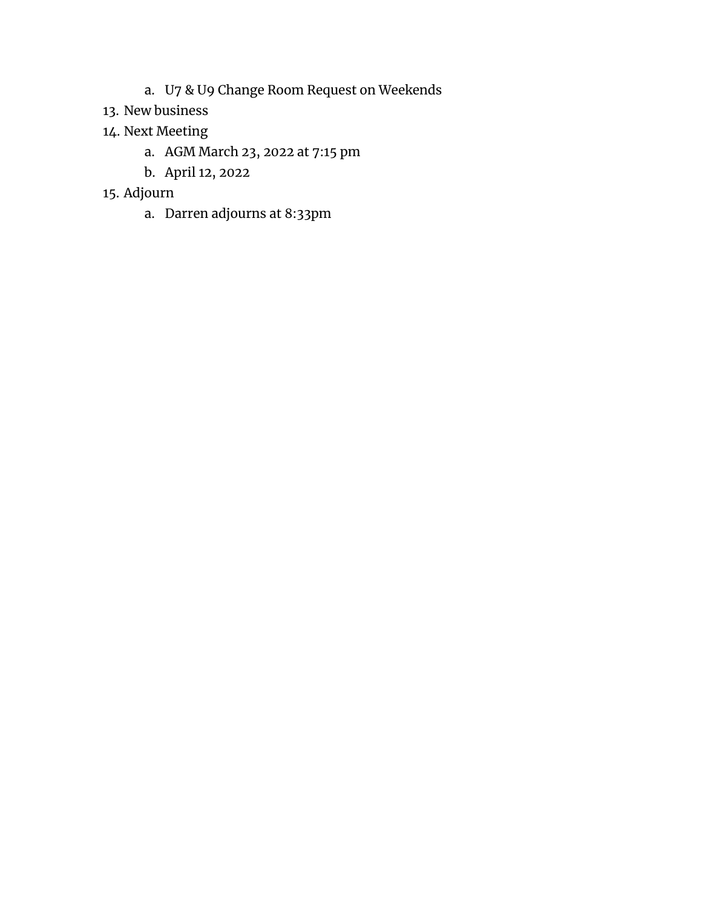a. U7 & U9 Change Room Request on Weekends

13. New business
14. Next Meeting
    a. AGM March 23, 2022 at 7:15 pm
    b. April 12, 2022
15. Adjourn
    a. Darren adjourns at 8:33pm